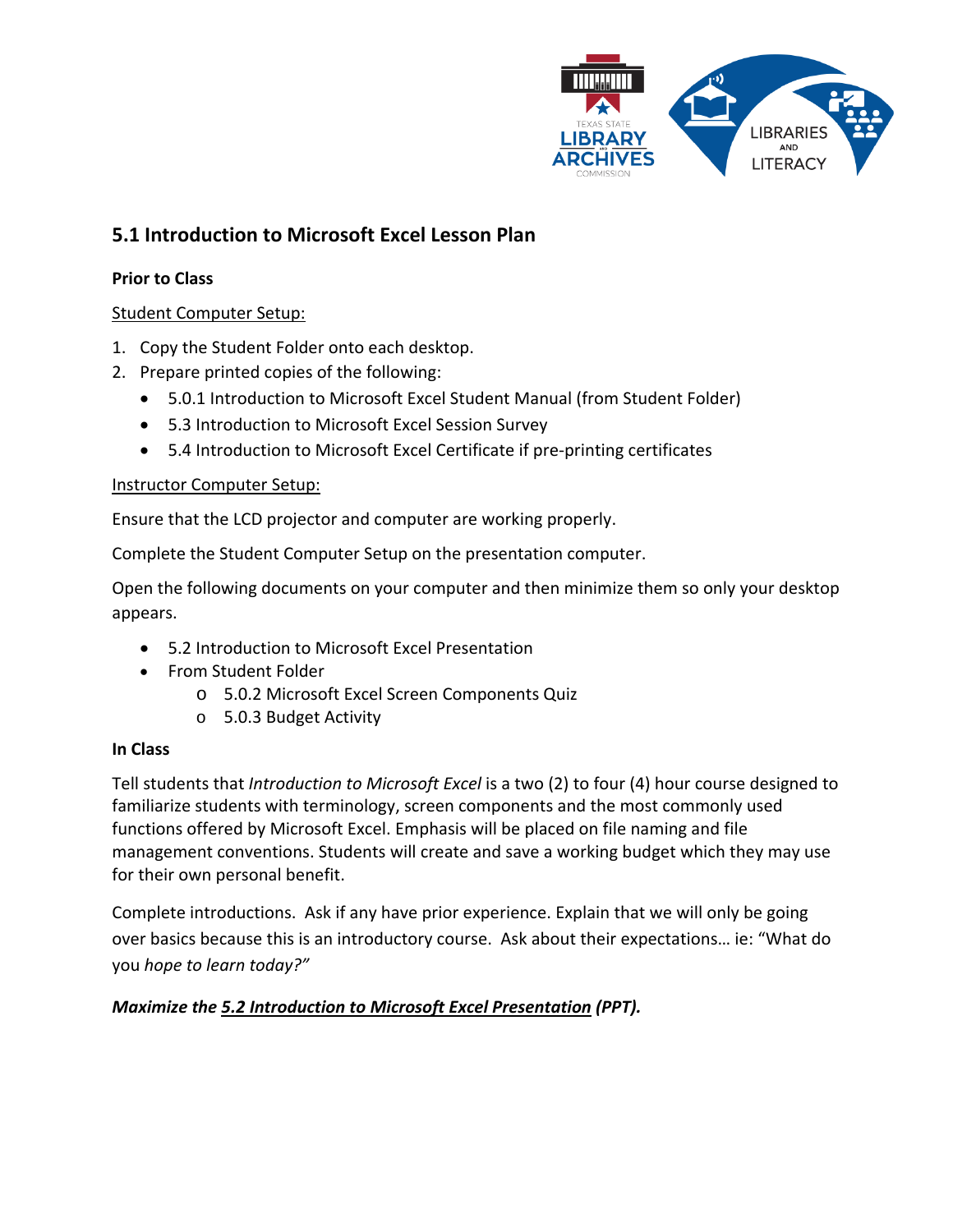## 5.1 Introduction to Microsoft Excel Lesson Plan

**Prior to Class**

<u>Student Computer Setup:</u>

1. Copy the Student Folder onto each desktop.
2. Prepare printed copies of the following:
   - 5.0.1 Introduction to Microsoft Excel Student Manual (from Student Folder)
   - 5.3 Introduction to Microsoft Excel Session Survey
   - 5.4 Introduction to Microsoft Excel Certificate if pre-printing certificates

<u>Instructor Computer Setup:</u>

Ensure that the LCD projector and computer are working properly.

Complete the Student Computer Setup on the presentation computer.

Open the following documents on your computer and then minimize them so only your desktop appears.

- 5.2 Introduction to Microsoft Excel Presentation
- From Student Folder
  - 5.0.2 Microsoft Excel Screen Components Quiz
  - 5.0.3 Budget Activity

**In Class**

Tell students that *Introduction to Microsoft Excel* is a two (2) to four (4) hour course designed to familiarize students with terminology, screen components and the most commonly used functions offered by Microsoft Excel. Emphasis will be placed on file naming and file management conventions. Students will create and save a working budget which they may use for their own personal benefit.

Complete introductions. Ask if any have prior experience. Explain that we will only be going over basics because this is an introductory course. Ask about their expectations… ie: "What do you *hope to learn today?"*

***Maximize the <u>5.2 Introduction to Microsoft Excel Presentation</u> (PPT).***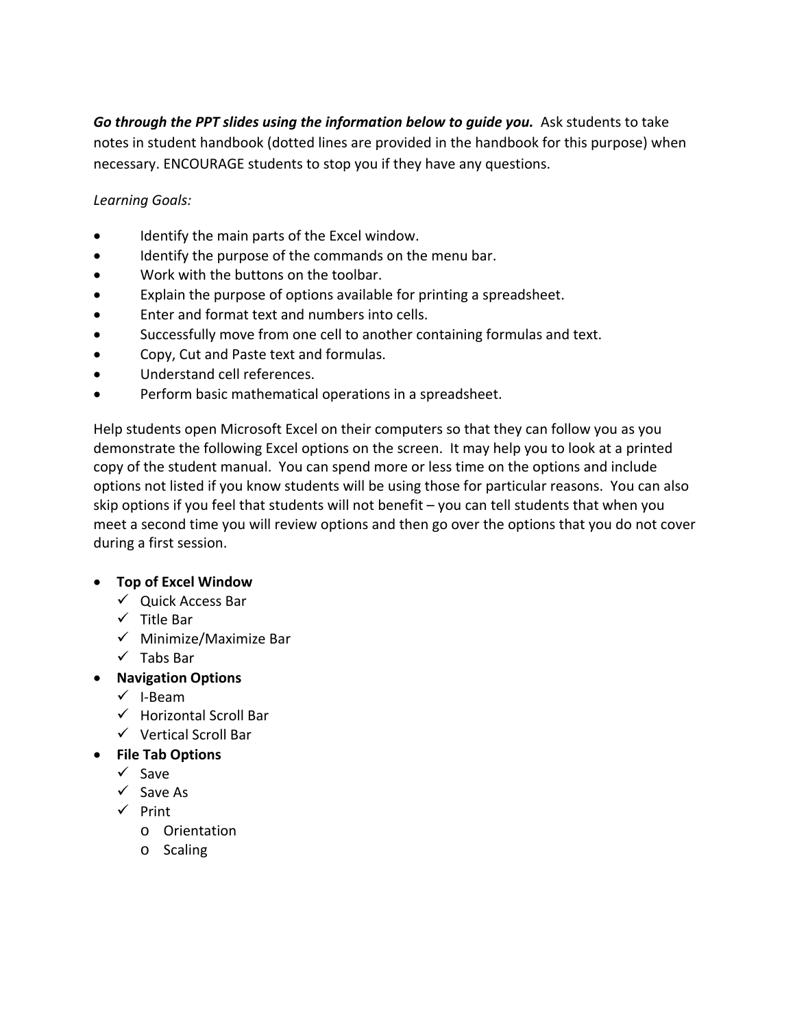***Go through the PPT slides using the information below to guide you.*** Ask students to take notes in student handbook (dotted lines are provided in the handbook for this purpose) when necessary. ENCOURAGE students to stop you if they have any questions.

*Learning Goals:*

- Identify the main parts of the Excel window.
- Identify the purpose of the commands on the menu bar.
- Work with the buttons on the toolbar.
- Explain the purpose of options available for printing a spreadsheet.
- Enter and format text and numbers into cells.
- Successfully move from one cell to another containing formulas and text.
- Copy, Cut and Paste text and formulas.
- Understand cell references.
- Perform basic mathematical operations in a spreadsheet.

Help students open Microsoft Excel on their computers so that they can follow you as you demonstrate the following Excel options on the screen. It may help you to look at a printed copy of the student manual. You can spend more or less time on the options and include options not listed if you know students will be using those for particular reasons. You can also skip options if you feel that students will not benefit – you can tell students that when you meet a second time you will review options and then go over the options that you do not cover during a first session.

- **Top of Excel Window**
  - ✓ Quick Access Bar
  - ✓ Title Bar
  - ✓ Minimize/Maximize Bar
  - ✓ Tabs Bar
- **Navigation Options**
  - ✓ I-Beam
  - ✓ Horizontal Scroll Bar
  - ✓ Vertical Scroll Bar
- **File Tab Options**
  - ✓ Save
  - ✓ Save As
  - ✓ Print
    - o Orientation
    - o Scaling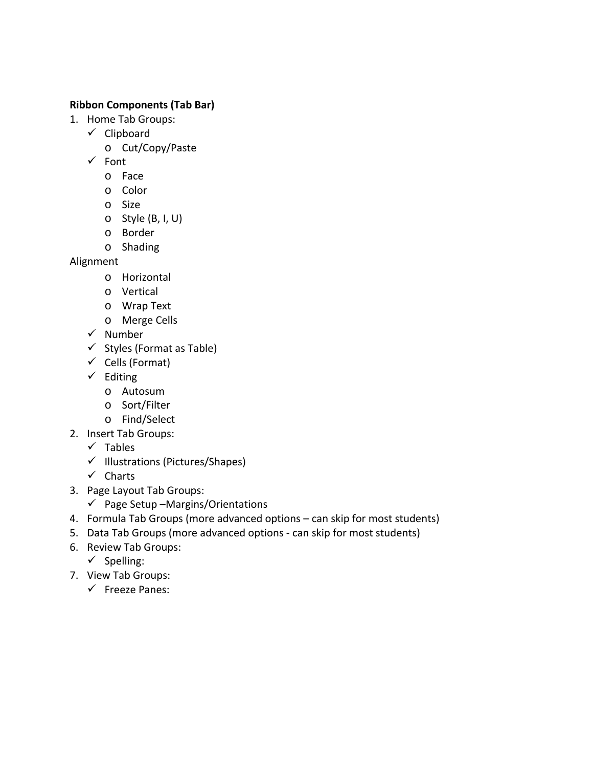**Ribbon Components (Tab Bar)**

1. Home Tab Groups:
   - ✓ Clipboard
     - Cut/Copy/Paste
   - ✓ Font
     - Face
     - Color
     - Size
     - Style (B, I, U)
     - Border
     - Shading

Alignment

- Horizontal
- Vertical
- Wrap Text
- Merge Cells

   - ✓ Number
   - ✓ Styles (Format as Table)
   - ✓ Cells (Format)
   - ✓ Editing
     - Autosum
     - Sort/Filter
     - Find/Select
2. Insert Tab Groups:
   - ✓ Tables
   - ✓ Illustrations (Pictures/Shapes)
   - ✓ Charts
3. Page Layout Tab Groups:
   - ✓ Page Setup –Margins/Orientations
4. Formula Tab Groups (more advanced options – can skip for most students)
5. Data Tab Groups (more advanced options - can skip for most students)
6. Review Tab Groups:
   - ✓ Spelling:
7. View Tab Groups:
   - ✓ Freeze Panes: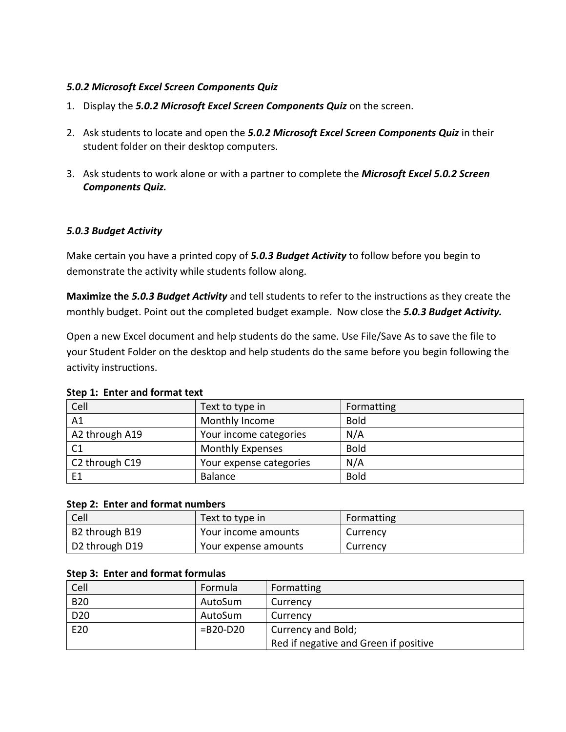### *5.0.2 Microsoft Excel Screen Components Quiz*

1. Display the ***5.0.2 Microsoft Excel Screen Components Quiz*** on the screen.
2. Ask students to locate and open the ***5.0.2 Microsoft Excel Screen Components Quiz*** in their student folder on their desktop computers.
3. Ask students to work alone or with a partner to complete the ***Microsoft Excel 5.0.2 Screen Components Quiz.***

### *5.0.3 Budget Activity*

Make certain you have a printed copy of ***5.0.3 Budget Activity*** to follow before you begin to demonstrate the activity while students follow along.

**Maximize the *5.0.3 Budget Activity*** and tell students to refer to the instructions as they create the monthly budget. Point out the completed budget example. Now close the ***5.0.3 Budget Activity.***

Open a new Excel document and help students do the same. Use File/Save As to save the file to your Student Folder on the desktop and help students do the same before you begin following the activity instructions.

**Step 1: Enter and format text**

| Cell | Text to type in | Formatting |
|---|---|---|
| A1 | Monthly Income | Bold |
| A2 through A19 | Your income categories | N/A |
| C1 | Monthly Expenses | Bold |
| C2 through C19 | Your expense categories | N/A |
| E1 | Balance | Bold |

**Step 2: Enter and format numbers**

| Cell | Text to type in | Formatting |
|---|---|---|
| B2 through B19 | Your income amounts | Currency |
| D2 through D19 | Your expense amounts | Currency |

**Step 3: Enter and format formulas**

| Cell | Formula | Formatting |
|---|---|---|
| B20 | AutoSum | Currency |
| D20 | AutoSum | Currency |
| E20 | =B20-D20 | Currency and Bold; Red if negative and Green if positive |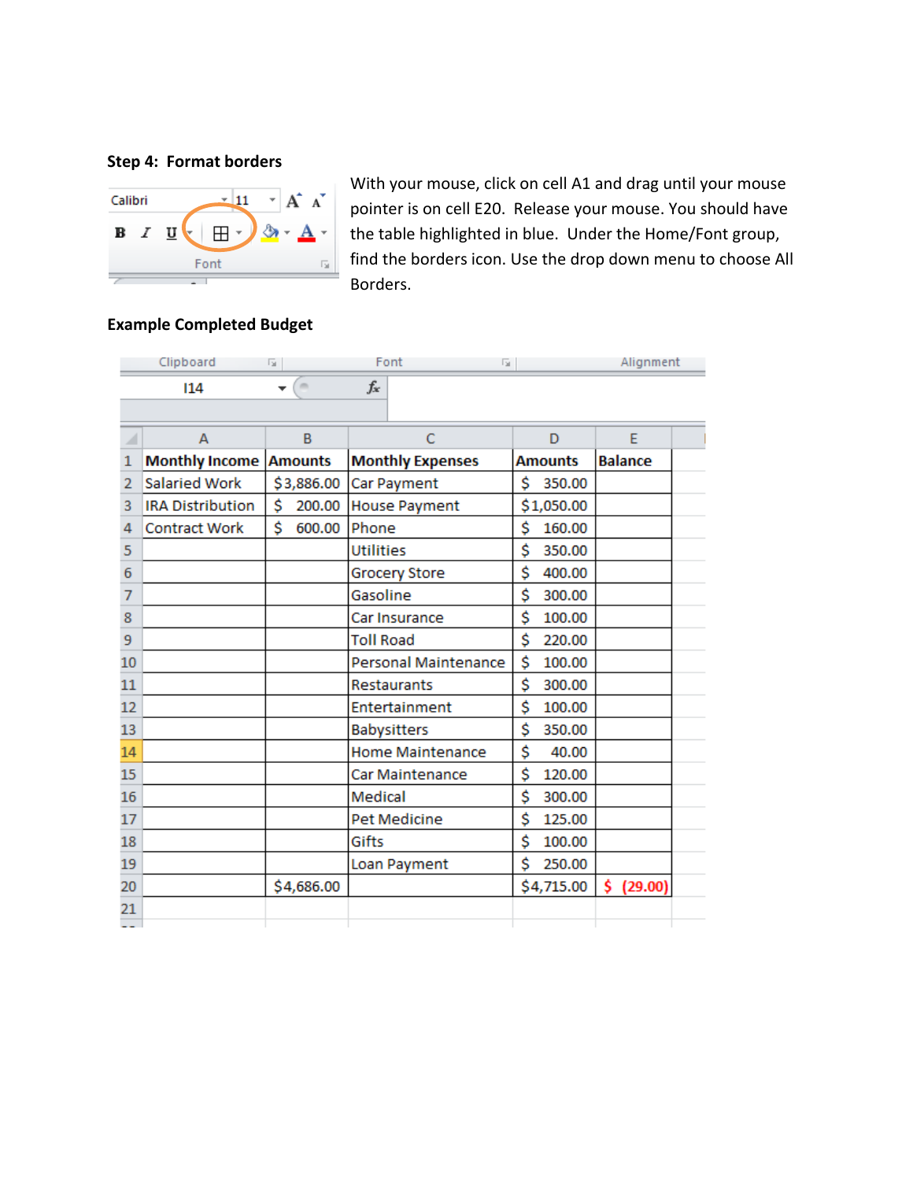**Step 4: Format borders**

With your mouse, click on cell A1 and drag until your mouse pointer is on cell E20. Release your mouse. You should have the table highlighted in blue. Under the Home/Font group, find the borders icon. Use the drop down menu to choose All Borders.

**Example Completed Budget**

| | A | B | C | D | E |
|---|---|---|---|---|---|
| 1 | **Monthly Income** | **Amounts** | **Monthly Expenses** | **Amounts** | **Balance** |
| 2 | Salaried Work | $3,886.00 | Car Payment | $ 350.00 | |
| 3 | IRA Distribution | $ 200.00 | House Payment | $1,050.00 | |
| 4 | Contract Work | $ 600.00 | Phone | $ 160.00 | |
| 5 | | | Utilities | $ 350.00 | |
| 6 | | | Grocery Store | $ 400.00 | |
| 7 | | | Gasoline | $ 300.00 | |
| 8 | | | Car Insurance | $ 100.00 | |
| 9 | | | Toll Road | $ 220.00 | |
| 10 | | | Personal Maintenance | $ 100.00 | |
| 11 | | | Restaurants | $ 300.00 | |
| 12 | | | Entertainment | $ 100.00 | |
| 13 | | | Babysitters | $ 350.00 | |
| 14 | | | Home Maintenance | $ 40.00 | |
| 15 | | | Car Maintenance | $ 120.00 | |
| 16 | | | Medical | $ 300.00 | |
| 17 | | | Pet Medicine | $ 125.00 | |
| 18 | | | Gifts | $ 100.00 | |
| 19 | | | Loan Payment | $ 250.00 | |
| 20 | | $4,686.00 | | $4,715.00 | $ (29.00) |
| 21 | | | | | |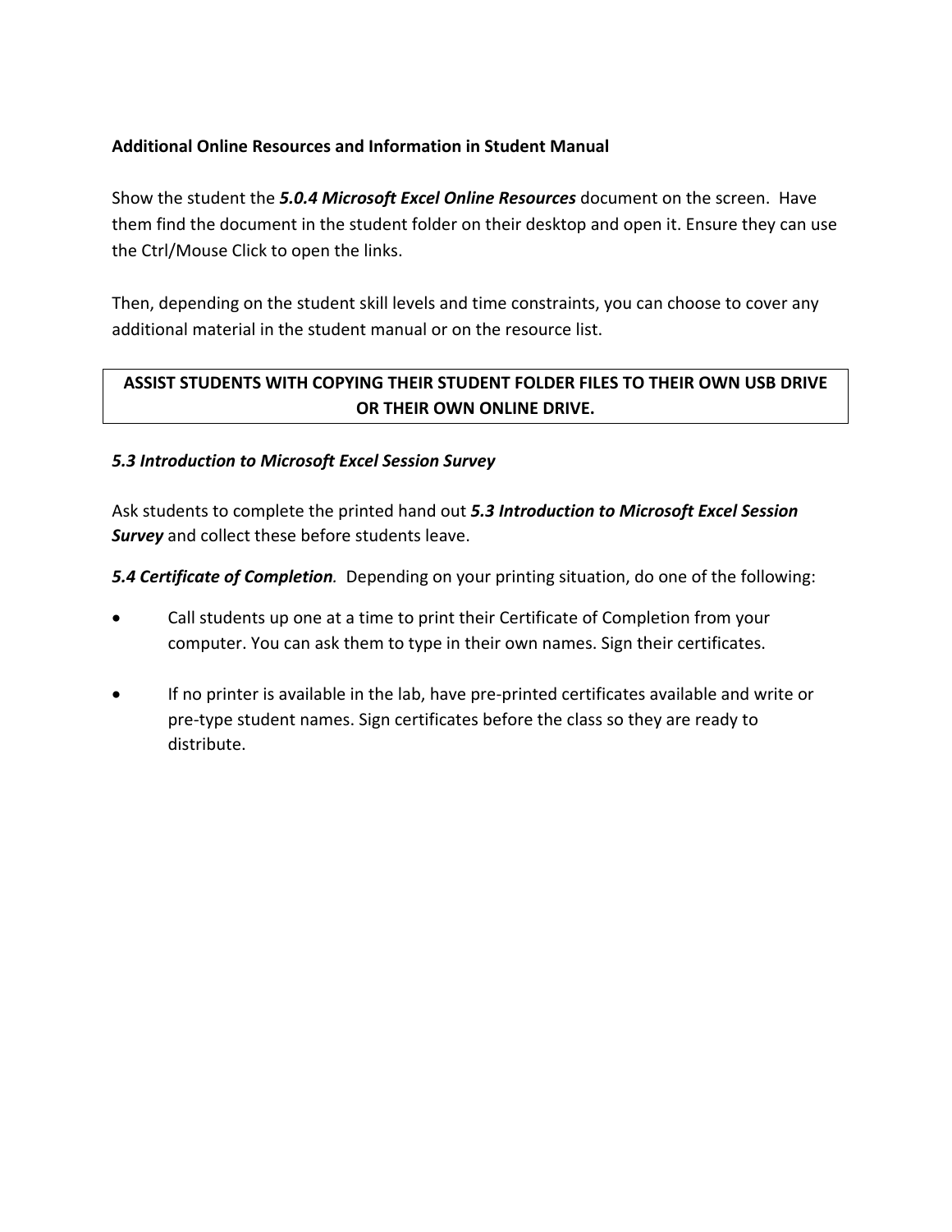**Additional Online Resources and Information in Student Manual**

Show the student the ***5.0.4 Microsoft Excel Online Resources*** document on the screen. Have them find the document in the student folder on their desktop and open it. Ensure they can use the Ctrl/Mouse Click to open the links.

Then, depending on the student skill levels and time constraints, you can choose to cover any additional material in the student manual or on the resource list.

**ASSIST STUDENTS WITH COPYING THEIR STUDENT FOLDER FILES TO THEIR OWN USB DRIVE OR THEIR OWN ONLINE DRIVE.**

***5.3 Introduction to Microsoft Excel Session Survey***

Ask students to complete the printed hand out ***5.3 Introduction to Microsoft Excel Session Survey*** and collect these before students leave.

***5.4 Certificate of Completion**.* Depending on your printing situation, do one of the following:

- Call students up one at a time to print their Certificate of Completion from your computer. You can ask them to type in their own names. Sign their certificates.

- If no printer is available in the lab, have pre-printed certificates available and write or pre-type student names. Sign certificates before the class so they are ready to distribute.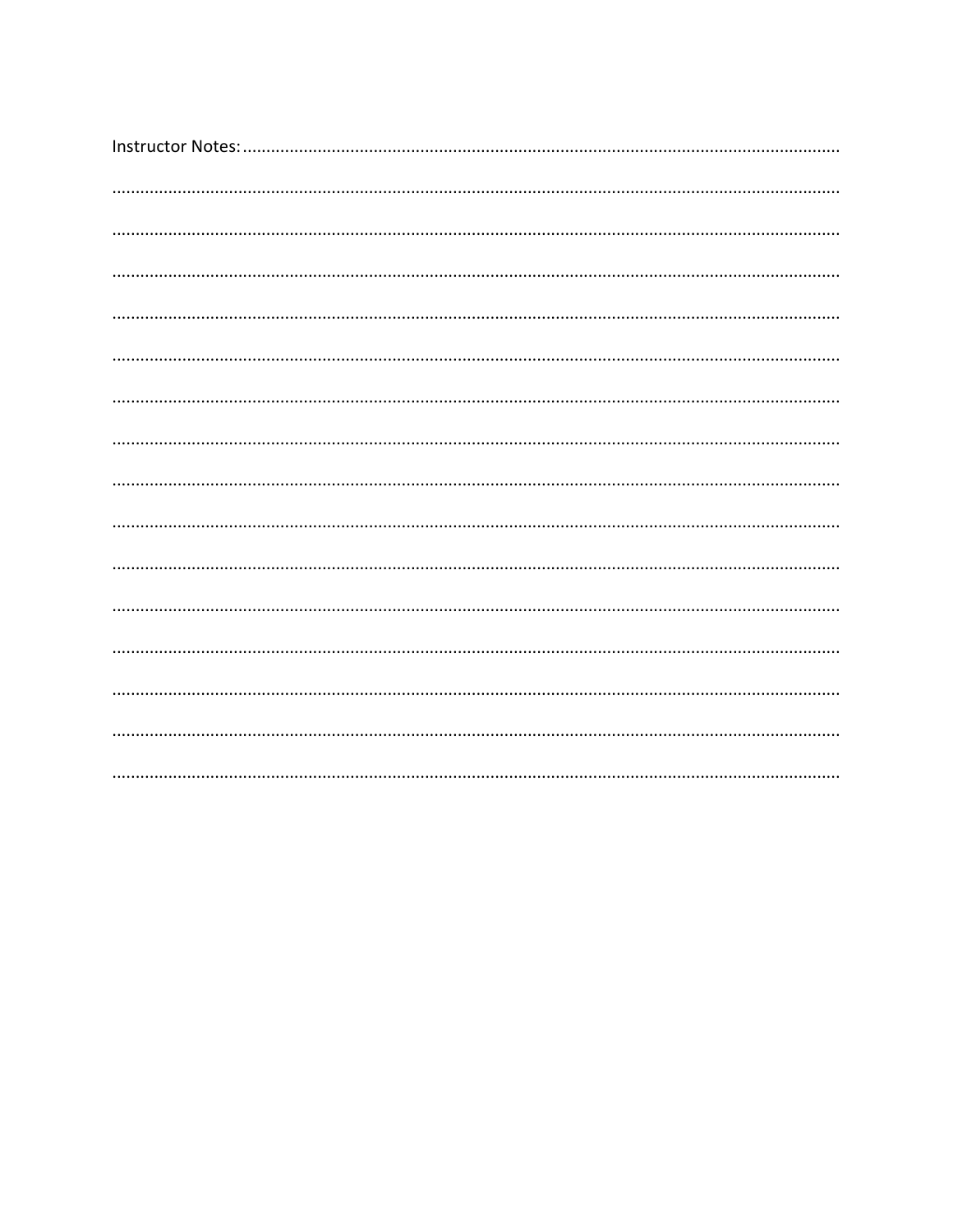Instructor Notes:............................................................................................................................

.........................................................................................................................................................

.........................................................................................................................................................

.........................................................................................................................................................

.........................................................................................................................................................

.........................................................................................................................................................

.........................................................................................................................................................

.........................................................................................................................................................

.........................................................................................................................................................

.........................................................................................................................................................

.........................................................................................................................................................

.........................................................................................................................................................

.........................................................................................................................................................

.........................................................................................................................................................

.........................................................................................................................................................

.........................................................................................................................................................